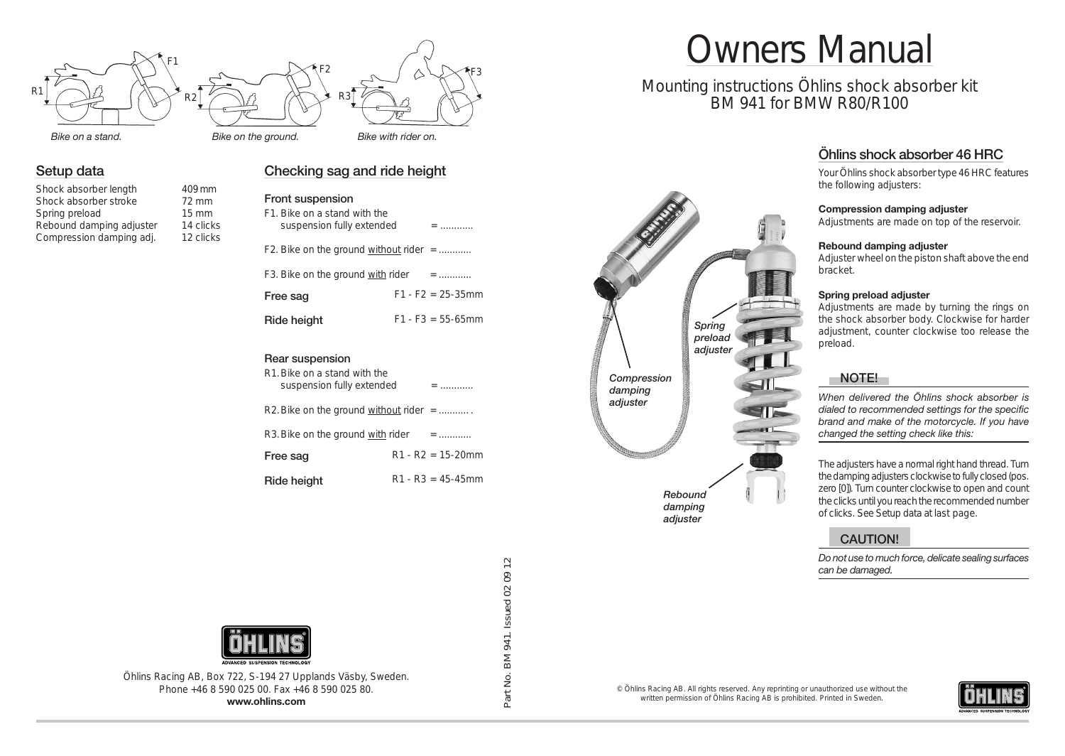# Owners Manual

Mounting instructions Öhlins shock absorber kit BM 941 for BMW R80/R100

## Öhlins shock absorber 46 HRC

Your Öhlins shock absorber type 46 HRC features the following adjusters:

**Compression damping adjuster**
Adjustments are made on top of the reservoir.

**Rebound damping adjuster**
Adjuster wheel on the piston shaft above the end bracket.

**Spring preload adjuster**
Adjustments are made by turning the rings on the shock absorber body. Clockwise for harder adjustment, counter clockwise too release the preload.

Spring preload adjuster

Compression damping adjuster

Rebound damping adjuster

### NOTE!

*When delivered the Öhlins shock absorber is dialed to recommended settings for the specific brand and make of the motorcycle. If you have changed the setting check like this:*

The adjusters have a normal right hand thread. Turn the damping adjusters clockwise to fully closed (pos. zero [0]). Turn counter clockwise to open and count the clicks until you reach the recommended number of clicks. See Setup data at last page.

### CAUTION!

*Do not use to much force, delicate sealing surfaces can be damaged.*

© Öhlins Racing AB. All rights reserved. Any reprinting or unauthorized use without the written permission of Öhlins Racing AB is prohibited. Printed in Sweden.

*Bike on a stand.* *Bike on the ground.* *Bike with rider on.*

## Setup data

| | |
|---|---|
| Shock absorber length | 409 mm |
| Shock absorber stroke | 72 mm |
| Spring preload | 15 mm |
| Rebound damping adjuster | 14 clicks |
| Compression damping adj. | 12 clicks |

## Checking sag and ride height

### Front suspension

F1. Bike on a stand with the suspension fully extended = ............

F2. Bike on the ground without rider = ............

F3. Bike on the ground with rider = ............

**Free sag** F1 - F2 = 25-35mm

**Ride height** F1 - F3 = 55-65mm

### Rear suspension

R1. Bike on a stand with the suspension fully extended = ............

R2. Bike on the ground without rider = ........... .

R3. Bike on the ground with rider = ............

**Free sag** R1 - R2 = 15-20mm

**Ride height** R1 - R3 = 45-45mm

Part No. BM 941. Issued 02 09 12

Öhlins Racing AB, Box 722, S-194 27 Upplands Väsby, Sweden.
Phone +46 8 590 025 00. Fax +46 8 590 025 80.
**www.ohlins.com**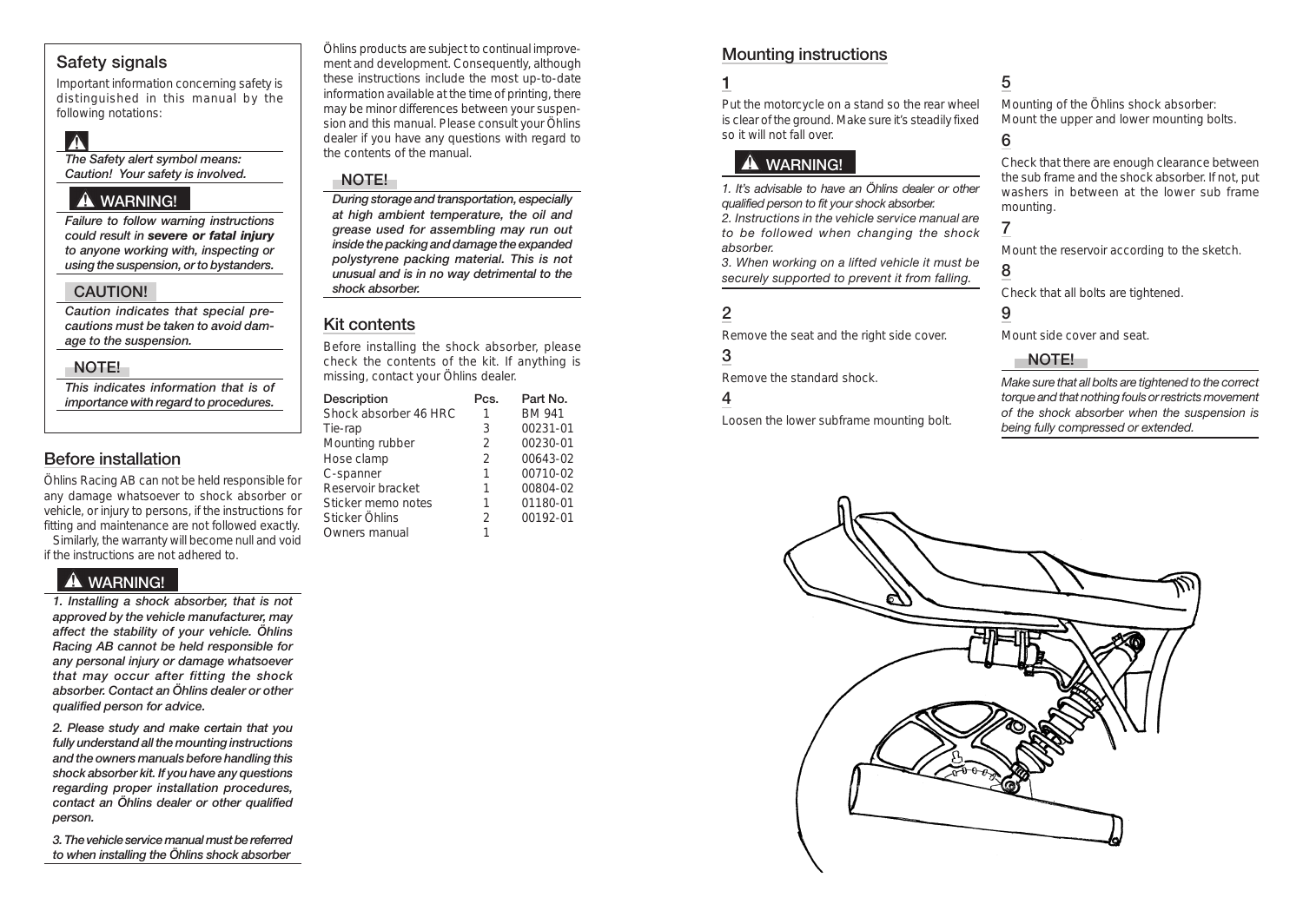## Safety signals

Important information concerning safety is distinguished in this manual by the following notations:

**⚠**

***The Safety alert symbol means: Caution! Your safety is involved.***

**⚠ WARNING!**

***Failure to follow warning instructions could result in severe or fatal injury to anyone working with, inspecting or using the suspension, or to bystanders.***

**CAUTION!**

***Caution indicates that special precautions must be taken to avoid damage to the suspension.***

**NOTE!**

***This indicates information that is of importance with regard to procedures.***

## Before installation

Öhlins Racing AB can not be held responsible for any damage whatsoever to shock absorber or vehicle, or injury to persons, if the instructions for fitting and maintenance are not followed exactly.

Similarly, the warranty will become null and void if the instructions are not adhered to.

**⚠ WARNING!**

***1. Installing a shock absorber, that is not approved by the vehicle manufacturer, may affect the stability of your vehicle. Öhlins Racing AB cannot be held responsible for any personal injury or damage whatsoever that may occur after fitting the shock absorber. Contact an Öhlins dealer or other qualified person for advice.***

***2. Please study and make certain that you fully understand all the mounting instructions and the owners manuals before handling this shock absorber kit. If you have any questions regarding proper installation procedures, contact an Öhlins dealer or other qualified person.***

***3. The vehicle service manual must be referred to when installing the Öhlins shock absorber***

Öhlins products are subject to continual improvement and development. Consequently, although these instructions include the most up-to-date information available at the time of printing, there may be minor differences between your suspension and this manual. Please consult your Öhlins dealer if you have any questions with regard to the contents of the manual.

**NOTE!**

***During storage and transportation, especially at high ambient temperature, the oil and grease used for assembling may run out inside the packing and damage the expanded polystyrene packing material. This is not unusual and is in no way detrimental to the shock absorber.***

## Kit contents

Before installing the shock absorber, please check the contents of the kit. If anything is missing, contact your Öhlins dealer.

| Description | Pcs. | Part No. |
|---|---|---|
| Shock absorber 46 HRC | 1 | BM 941 |
| Tie-rap | 3 | 00231-01 |
| Mounting rubber | 2 | 00230-01 |
| Hose clamp | 2 | 00643-02 |
| C-spanner | 1 | 00710-02 |
| Reservoir bracket | 1 | 00804-02 |
| Sticker memo notes | 1 | 01180-01 |
| Sticker Öhlins | 2 | 00192-01 |
| Owners manual | 1 | |

## Mounting instructions

**1**

Put the motorcycle on a stand so the rear wheel is clear of the ground. Make sure it's steadily fixed so it will not fall over.

**⚠ WARNING!**

*1. It's advisable to have an Öhlins dealer or other qualified person to fit your shock absorber.*
*2. Instructions in the vehicle service manual are to be followed when changing the shock absorber.*
*3. When working on a lifted vehicle it must be securely supported to prevent it from falling.*

**2**

Remove the seat and the right side cover.

**3**

Remove the standard shock.

**4**

Loosen the lower subframe mounting bolt.

**5**

Mounting of the Öhlins shock absorber:
Mount the upper and lower mounting bolts.

**6**

Check that there are enough clearance between the sub frame and the shock absorber. If not, put washers in between at the lower sub frame mounting.

**7**

Mount the reservoir according to the sketch.

**8**

Check that all bolts are tightened.

**9**

Mount side cover and seat.

**NOTE!**

*Make sure that all bolts are tightened to the correct torque and that nothing fouls or restricts movement of the shock absorber when the suspension is being fully compressed or extended.*